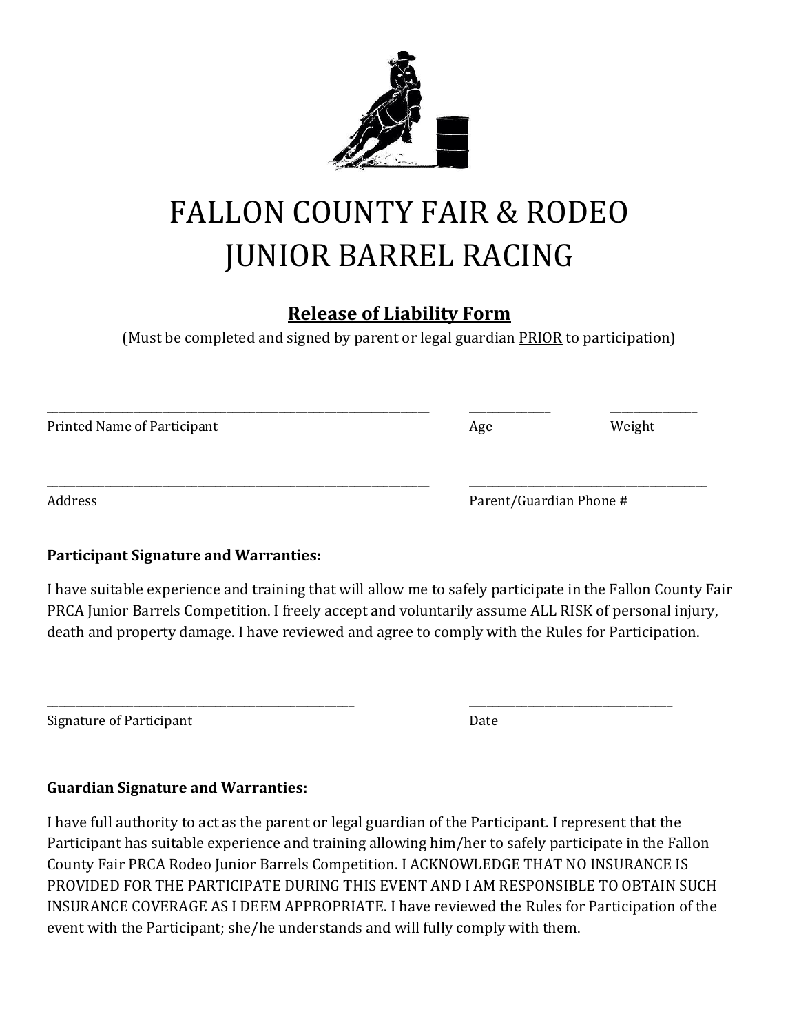# FALLON COUNTY FAIR & RODEO
# JUNIOR BARREL RACING

## Release of Liability Form

(Must be completed and signed by parent or legal guardian PRIOR to participation)

\_\_\_\_\_\_\_\_\_\_\_\_\_\_\_\_\_\_\_\_\_\_\_\_\_\_\_\_\_\_\_\_\_\_\_\_\_\_\_\_ \_\_\_\_\_\_\_\_\_\_ \_\_\_\_\_\_\_\_\_\_

Printed Name of Participant Age Weight

\_\_\_\_\_\_\_\_\_\_\_\_\_\_\_\_\_\_\_\_\_\_\_\_\_\_\_\_\_\_\_\_\_\_\_\_\_\_\_\_ \_\_\_\_\_\_\_\_\_\_\_\_\_\_\_\_\_\_\_\_\_\_\_\_

Address Parent/Guardian Phone #

**Participant Signature and Warranties:**

I have suitable experience and training that will allow me to safely participate in the Fallon County Fair PRCA Junior Barrels Competition. I freely accept and voluntarily assume ALL RISK of personal injury, death and property damage. I have reviewed and agree to comply with the Rules for Participation.

\_\_\_\_\_\_\_\_\_\_\_\_\_\_\_\_\_\_\_\_\_\_\_\_\_\_\_\_\_\_\_\_ \_\_\_\_\_\_\_\_\_\_\_\_\_\_\_\_\_\_\_\_\_\_\_\_

Signature of Participant Date

**Guardian Signature and Warranties:**

I have full authority to act as the parent or legal guardian of the Participant. I represent that the Participant has suitable experience and training allowing him/her to safely participate in the Fallon County Fair PRCA Rodeo Junior Barrels Competition. I ACKNOWLEDGE THAT NO INSURANCE IS PROVIDED FOR THE PARTICIPATE DURING THIS EVENT AND I AM RESPONSIBLE TO OBTAIN SUCH INSURANCE COVERAGE AS I DEEM APPROPRIATE. I have reviewed the Rules for Participation of the event with the Participant; she/he understands and will fully comply with them.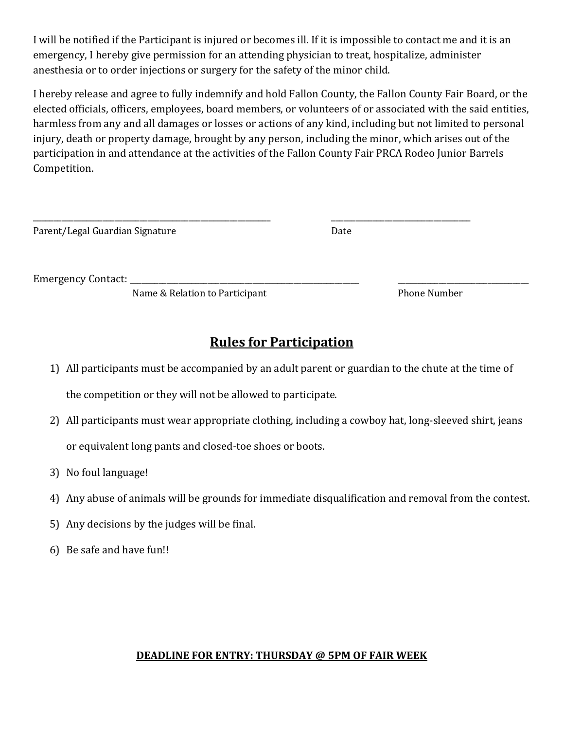I will be notified if the Participant is injured or becomes ill. If it is impossible to contact me and it is an emergency, I hereby give permission for an attending physician to treat, hospitalize, administer anesthesia or to order injections or surgery for the safety of the minor child.

I hereby release and agree to fully indemnify and hold Fallon County, the Fallon County Fair Board, or the elected officials, officers, employees, board members, or volunteers of or associated with the said entities, harmless from any and all damages or losses or actions of any kind, including but not limited to personal injury, death or property damage, brought by any person, including the minor, which arises out of the participation in and attendance at the activities of the Fallon County Fair PRCA Rodeo Junior Barrels Competition.

\_\_\_\_\_\_\_\_\_\_\_\_\_\_\_\_\_\_\_\_\_\_\_\_\_\_\_\_\_\_\_\_\_\_\_\_\_\_\_\_ \_\_\_\_\_\_\_\_\_\_\_\_\_\_\_\_\_\_\_\_\_\_\_\_\_\_\_\_\_\_
Parent/Legal Guardian Signature Date

Emergency Contact: \_\_\_\_\_\_\_\_\_\_\_\_\_\_\_\_\_\_\_\_\_\_\_\_\_\_\_\_\_\_\_\_\_\_\_\_\_\_\_\_ \_\_\_\_\_\_\_\_\_\_\_\_\_\_\_\_\_\_\_\_\_\_\_\_\_\_\_\_\_\_
Name & Relation to Participant Phone Number

## Rules for Participation

1) All participants must be accompanied by an adult parent or guardian to the chute at the time of the competition or they will not be allowed to participate.
2) All participants must wear appropriate clothing, including a cowboy hat, long-sleeved shirt, jeans or equivalent long pants and closed-toe shoes or boots.
3) No foul language!
4) Any abuse of animals will be grounds for immediate disqualification and removal from the contest.
5) Any decisions by the judges will be final.
6) Be safe and have fun!!

**DEADLINE FOR ENTRY: THURSDAY @ 5PM OF FAIR WEEK**